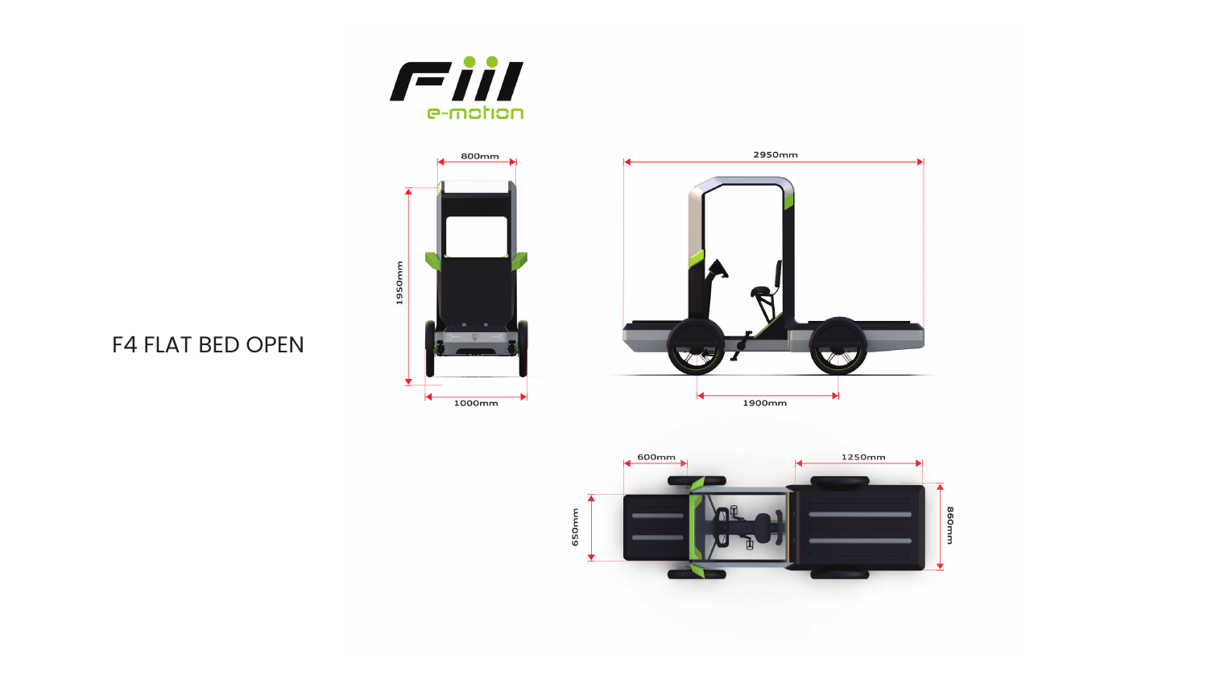Fiil e-motion

# F4 FLAT BED OPEN

800mm

1950mm

1000mm

2950mm

1900mm

600mm

1250mm

650mm

860mm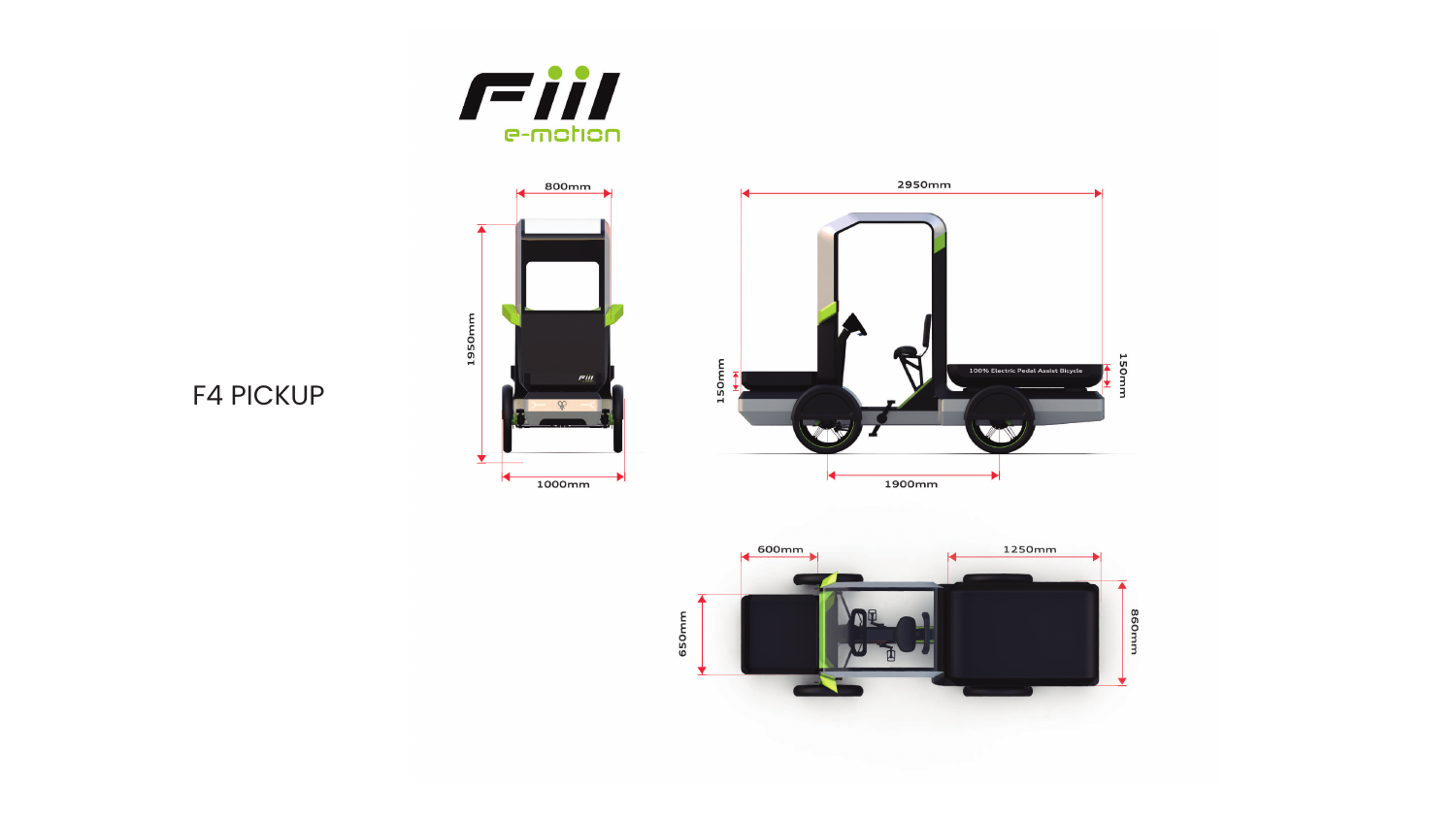Fiil e-motion

# F4 PICKUP

800mm

1950mm

1000mm

2950mm

150mm

150mm

100% Electric Pedal Assist Bicycle

1900mm

600mm

1250mm

650mm

860mm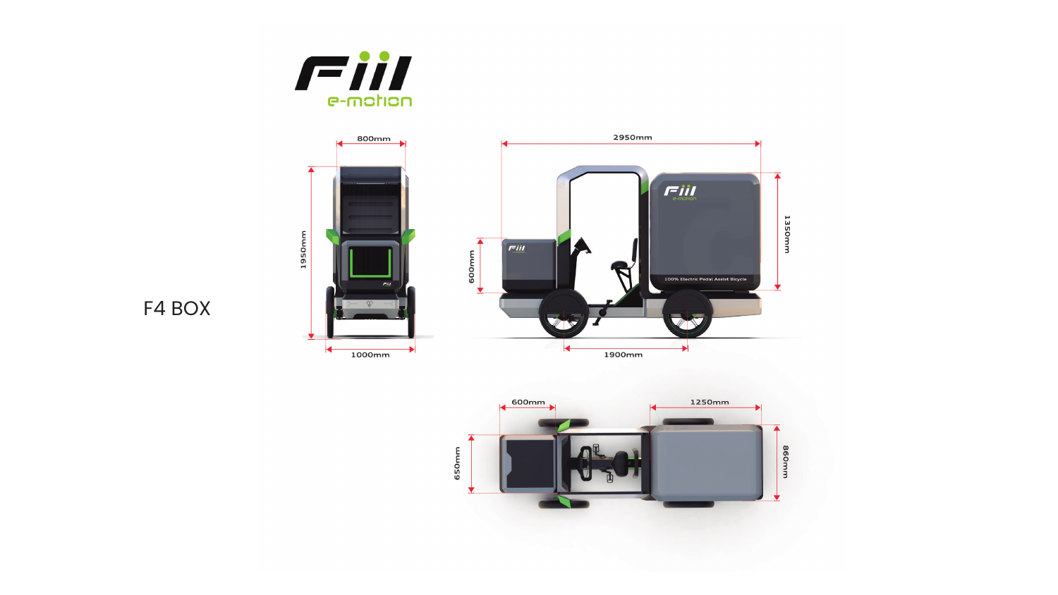Fiil e-motion

F4 BOX

800mm

1950mm

1000mm

2950mm

600mm

1350mm

1900mm

100% Electric Pedal Assist Bicycle

600mm

1250mm

650mm

860mm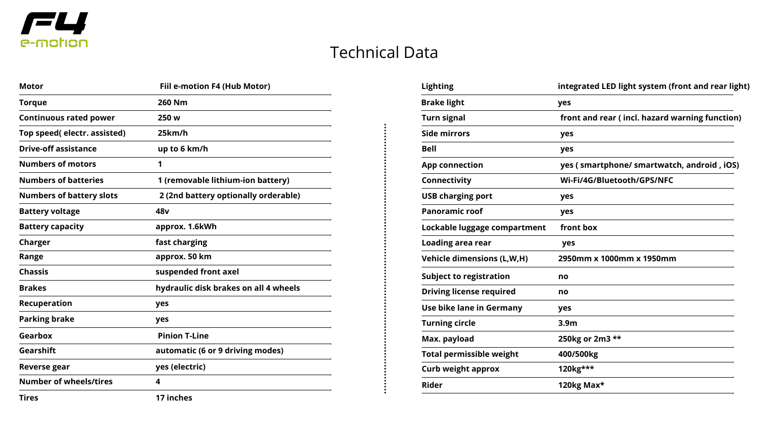F4 e-motion

# Technical Data

| | |
|---|---|
| **Motor** | **Fiil e-motion F4 (Hub Motor)** |
| **Torque** | **260 Nm** |
| **Continuous rated power** | **250 w** |
| **Top speed( electr. assisted)** | **25km/h** |
| **Drive-off assistance** | **up to 6 km/h** |
| **Numbers of motors** | **1** |
| **Numbers of batteries** | **1 (removable lithium-ion battery)** |
| **Numbers of battery slots** | **2 (2nd battery optionally orderable)** |
| **Battery voltage** | **48v** |
| **Battery capacity** | **approx. 1.6kWh** |
| **Charger** | **fast charging** |
| **Range** | **approx. 50 km** |
| **Chassis** | **suspended front axel** |
| **Brakes** | **hydraulic disk brakes on all 4 wheels** |
| **Recuperation** | **yes** |
| **Parking brake** | **yes** |
| **Gearbox** | **Pinion T-Line** |
| **Gearshift** | **automatic (6 or 9 driving modes)** |
| **Reverse gear** | **yes (electric)** |
| **Number of wheels/tires** | **4** |
| **Tires** | **17 inches** |

| | |
|---|---|
| **Lighting** | **integrated LED light system (front and rear light)** |
| **Brake light** | **yes** |
| **Turn signal** | **front and rear ( incl. hazard warning function)** |
| **Side mirrors** | **yes** |
| **Bell** | **yes** |
| **App connection** | **yes ( smartphone/ smartwatch, android , iOS)** |
| **Connectivity** | **Wi-Fi/4G/Bluetooth/GPS/NFC** |
| **USB charging port** | **yes** |
| **Panoramic roof** | **yes** |
| **Lockable luggage compartment** | **front box** |
| **Loading area rear** | **yes** |
| **Vehicle dimensions (L,W,H)** | **2950mm x 1000mm x 1950mm** |
| **Subject to registration** | **no** |
| **Driving license required** | **no** |
| **Use bike lane in Germany** | **yes** |
| **Turning circle** | **3.9m** |
| **Max. payload** | **250kg or 2m3 ****|
| **Total permissible weight** | **400/500kg** |
| **Curb weight approx** | **120kg*****|
| **Rider** | **120kg Max*** |